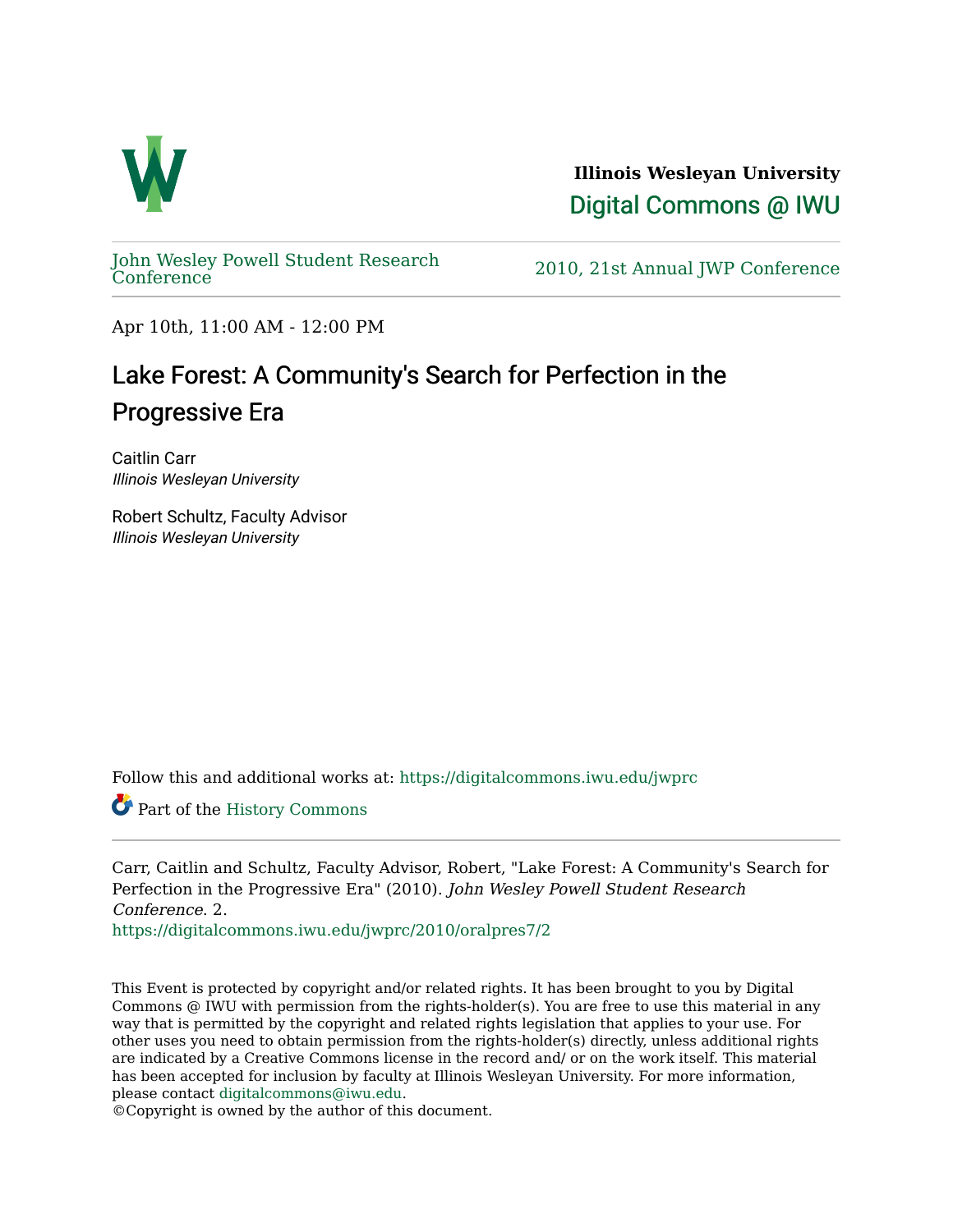**Illinois Wesleyan University**

Digital Commons @ IWU

John Wesley Powell Student Research Conference

2010, 21st Annual JWP Conference

Apr 10th, 11:00 AM - 12:00 PM

# Lake Forest: A Community's Search for Perfection in the Progressive Era

Caitlin Carr
*Illinois Wesleyan University*

Robert Schultz, Faculty Advisor
*Illinois Wesleyan University*

Follow this and additional works at: https://digitalcommons.iwu.edu/jwprc

Part of the History Commons

---

Carr, Caitlin and Schultz, Faculty Advisor, Robert, "Lake Forest: A Community's Search for Perfection in the Progressive Era" (2010). *John Wesley Powell Student Research Conference*. 2.
https://digitalcommons.iwu.edu/jwprc/2010/oralpres7/2

This Event is protected by copyright and/or related rights. It has been brought to you by Digital Commons @ IWU with permission from the rights-holder(s). You are free to use this material in any way that is permitted by the copyright and related rights legislation that applies to your use. For other uses you need to obtain permission from the rights-holder(s) directly, unless additional rights are indicated by a Creative Commons license in the record and/ or on the work itself. This material has been accepted for inclusion by faculty at Illinois Wesleyan University. For more information, please contact digitalcommons@iwu.edu.
©Copyright is owned by the author of this document.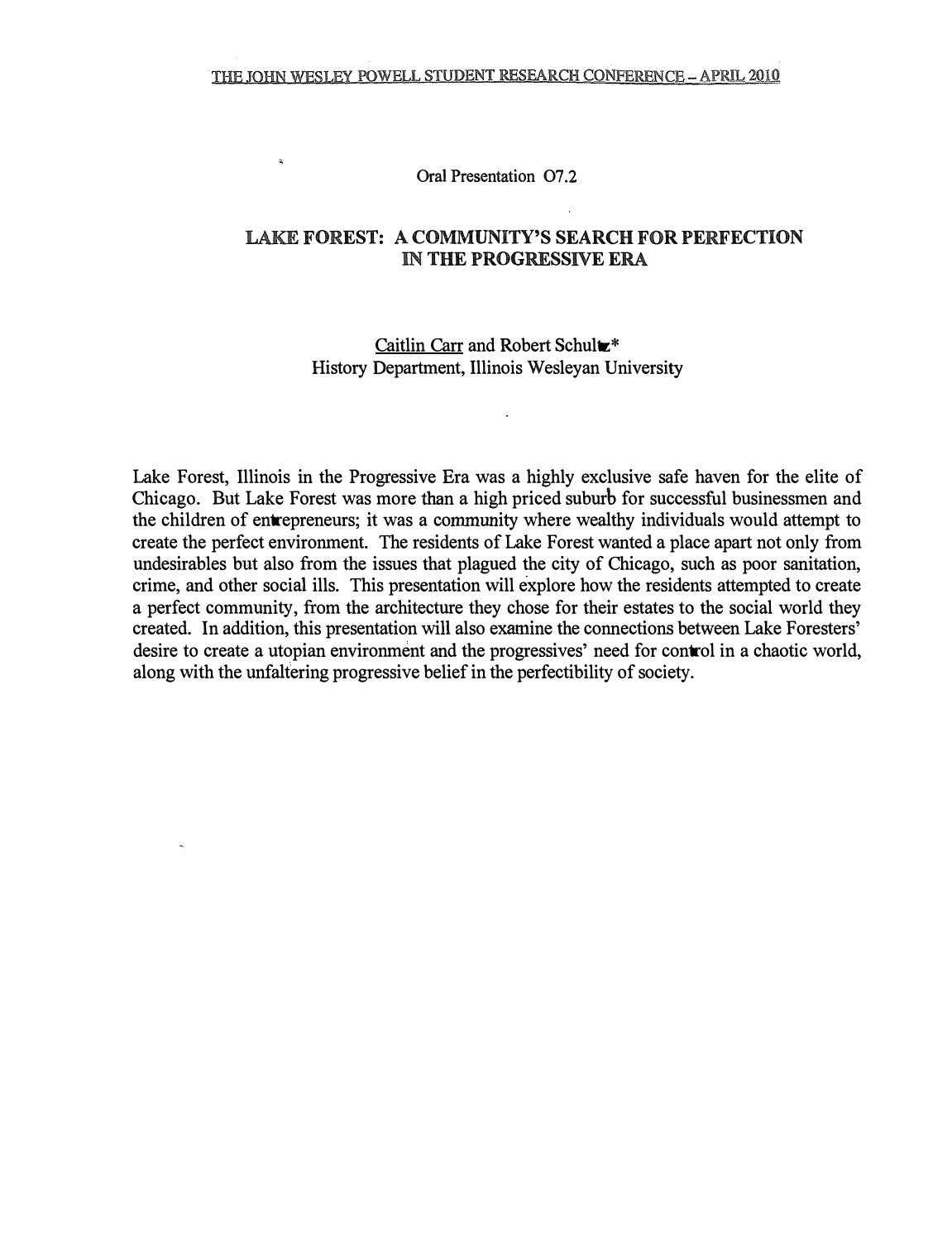Oral Presentation O7.2

## LAKE FOREST: A COMMUNITY'S SEARCH FOR PERFECTION IN THE PROGRESSIVE ERA

Caitlin Carr and Robert Schultz*
History Department, Illinois Wesleyan University

Lake Forest, Illinois in the Progressive Era was a highly exclusive safe haven for the elite of Chicago. But Lake Forest was more than a high priced suburb for successful businessmen and the children of entrepreneurs; it was a community where wealthy individuals would attempt to create the perfect environment. The residents of Lake Forest wanted a place apart not only from undesirables but also from the issues that plagued the city of Chicago, such as poor sanitation, crime, and other social ills. This presentation will explore how the residents attempted to create a perfect community, from the architecture they chose for their estates to the social world they created. In addition, this presentation will also examine the connections between Lake Foresters' desire to create a utopian environment and the progressives' need for control in a chaotic world, along with the unfaltering progressive belief in the perfectibility of society.